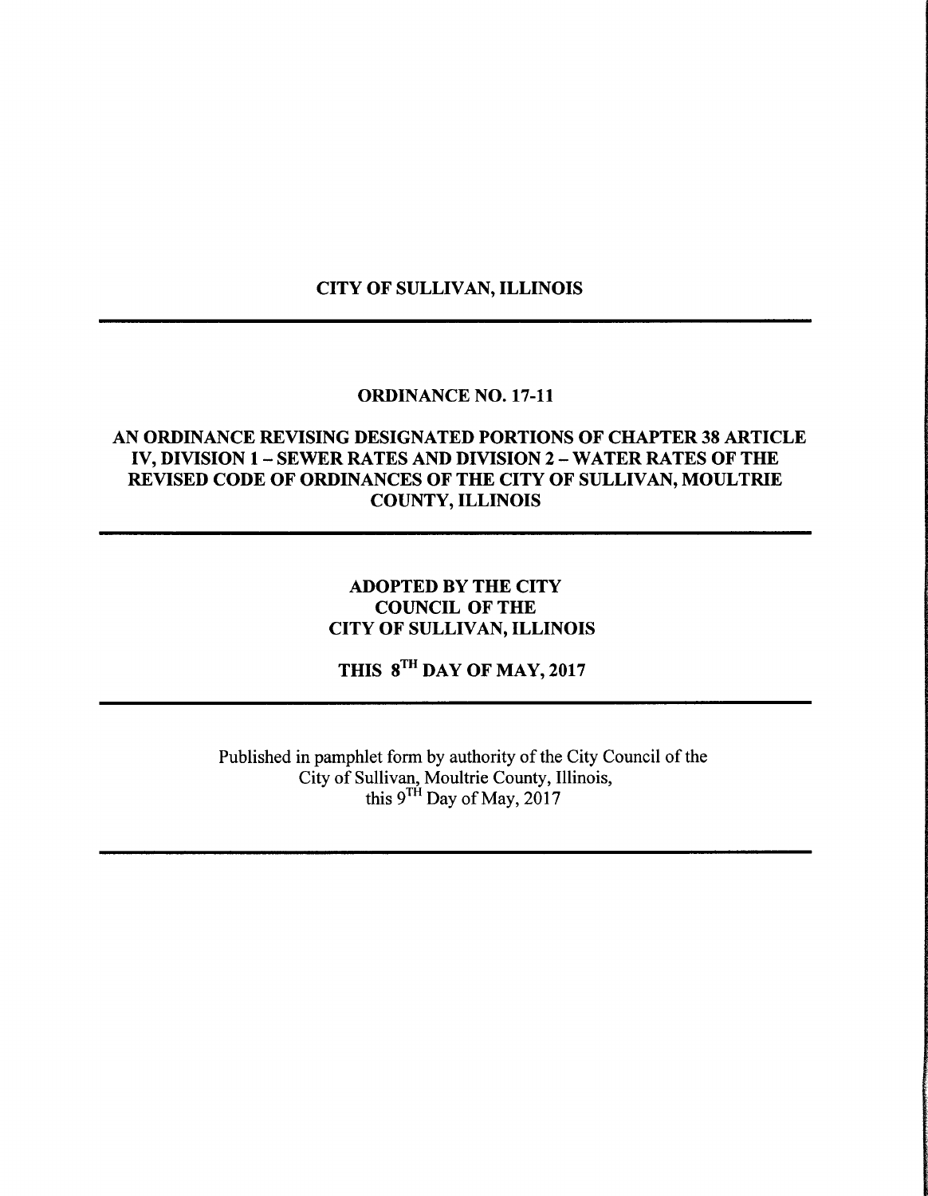# CITY OF SULLIVAN, ILLINOIS

---

## ORDINANCE NO. 17-11

## AN ORDINANCE REVISING DESIGNATED PORTIONS OF CHAPTER 38 ARTICLE IV, DIVISION 1 – SEWER RATES AND DIVISION 2 – WATER RATES OF THE REVISED CODE OF ORDINANCES OF THE CITY OF SULLIVAN, MOULTRIE COUNTY, ILLINOIS

---

**ADOPTED BY THE CITY COUNCIL OF THE CITY OF SULLIVAN, ILLINOIS**

**THIS 8TH DAY OF MAY, 2017**

---

Published in pamphlet form by authority of the City Council of the City of Sullivan, Moultrie County, Illinois, this 9TH Day of May, 2017

---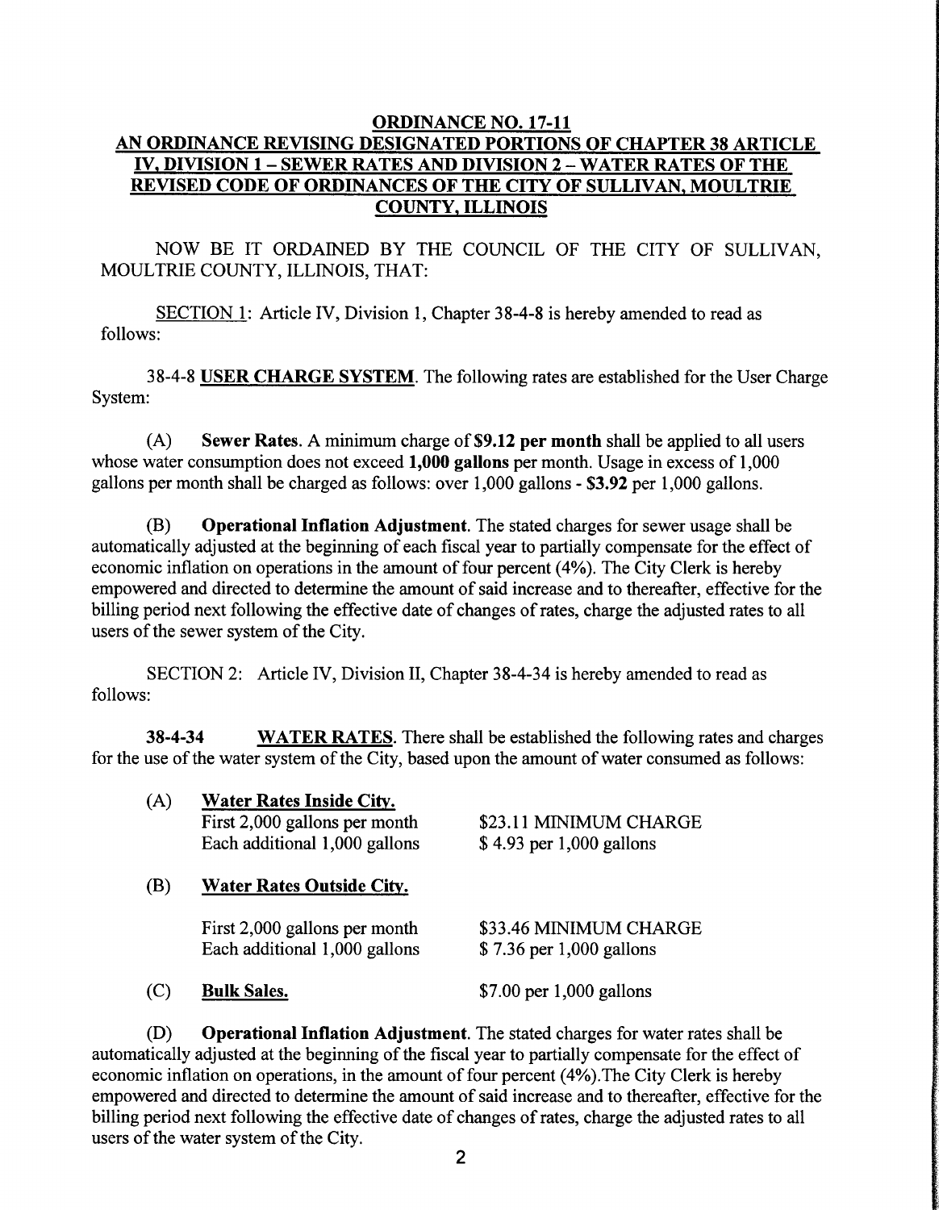**ORDINANCE NO. 17-11**
**AN ORDINANCE REVISING DESIGNATED PORTIONS OF CHAPTER 38 ARTICLE IV, DIVISION 1 – SEWER RATES AND DIVISION 2 – WATER RATES OF THE REVISED CODE OF ORDINANCES OF THE CITY OF SULLIVAN, MOULTRIE COUNTY, ILLINOIS**

NOW BE IT ORDAINED BY THE COUNCIL OF THE CITY OF SULLIVAN, MOULTRIE COUNTY, ILLINOIS, THAT:

SECTION 1: Article IV, Division 1, Chapter 38-4-8 is hereby amended to read as follows:

38-4-8 **USER CHARGE SYSTEM**. The following rates are established for the User Charge System:

(A) **Sewer Rates**. A minimum charge of **$9.12 per month** shall be applied to all users whose water consumption does not exceed **1,000 gallons** per month. Usage in excess of 1,000 gallons per month shall be charged as follows: over 1,000 gallons - **$3.92** per 1,000 gallons.

(B) **Operational Inflation Adjustment**. The stated charges for sewer usage shall be automatically adjusted at the beginning of each fiscal year to partially compensate for the effect of economic inflation on operations in the amount of four percent (4%). The City Clerk is hereby empowered and directed to determine the amount of said increase and to thereafter, effective for the billing period next following the effective date of changes of rates, charge the adjusted rates to all users of the sewer system of the City.

SECTION 2: Article IV, Division II, Chapter 38-4-34 is hereby amended to read as follows:

**38-4-34** **WATER RATES**. There shall be established the following rates and charges for the use of the water system of the City, based upon the amount of water consumed as follows:

(A) **Water Rates Inside City.**

| | |
|---|---|
| First 2,000 gallons per month | $23.11 MINIMUM CHARGE |
| Each additional 1,000 gallons | $ 4.93 per 1,000 gallons |

(B) **Water Rates Outside City.**

| | |
|---|---|
| First 2,000 gallons per month | $33.46 MINIMUM CHARGE |
| Each additional 1,000 gallons | $ 7.36 per 1,000 gallons |

(C) **Bulk Sales.** $7.00 per 1,000 gallons

(D) **Operational Inflation Adjustment**. The stated charges for water rates shall be automatically adjusted at the beginning of the fiscal year to partially compensate for the effect of economic inflation on operations, in the amount of four percent (4%).The City Clerk is hereby empowered and directed to determine the amount of said increase and to thereafter, effective for the billing period next following the effective date of changes of rates, charge the adjusted rates to all users of the water system of the City.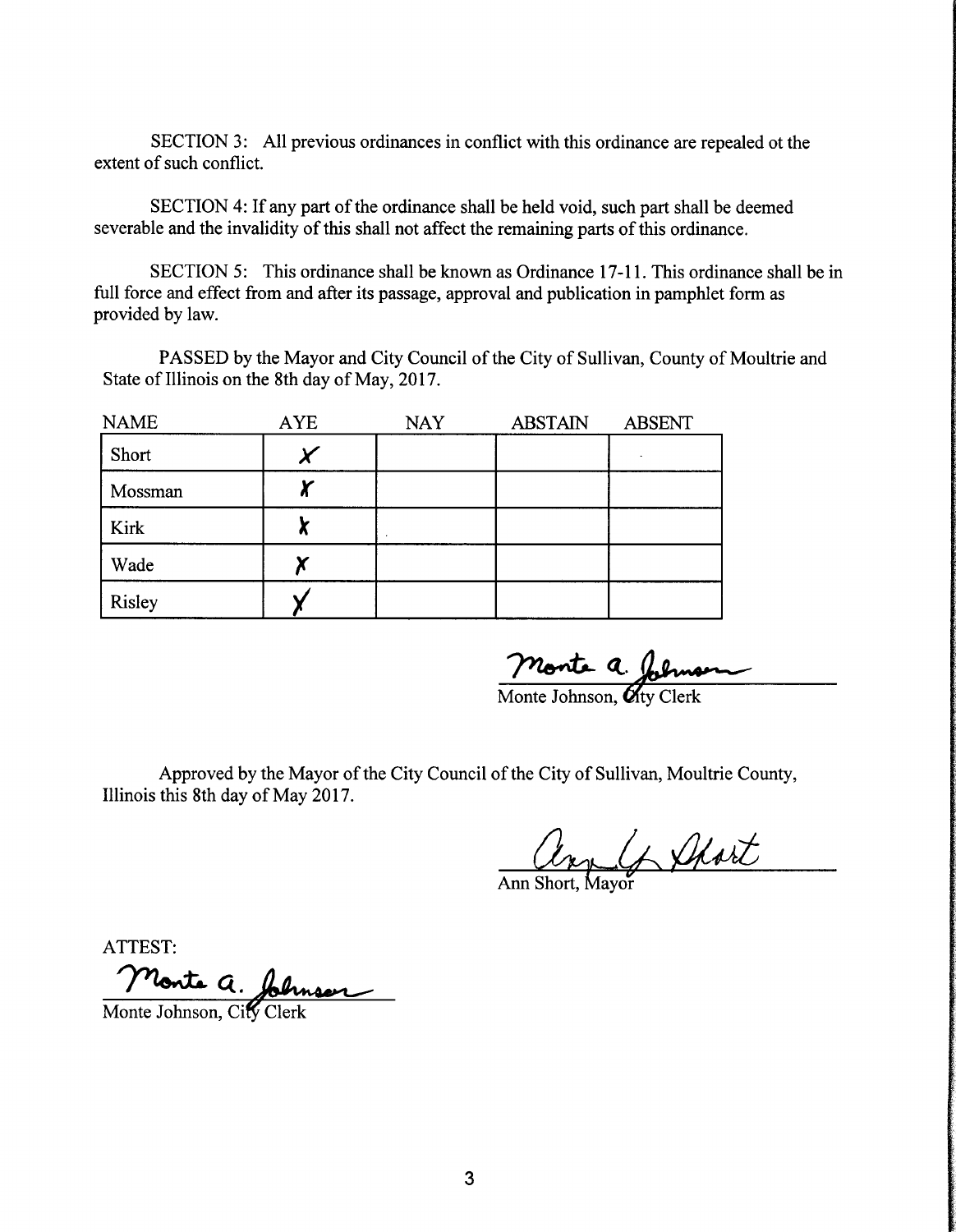SECTION 3: All previous ordinances in conflict with this ordinance are repealed ot the extent of such conflict.

SECTION 4: If any part of the ordinance shall be held void, such part shall be deemed severable and the invalidity of this shall not affect the remaining parts of this ordinance.

SECTION 5: This ordinance shall be known as Ordinance 17-11. This ordinance shall be in full force and effect from and after its passage, approval and publication in pamphlet form as provided by law.

PASSED by the Mayor and City Council of the City of Sullivan, County of Moultrie and State of Illinois on the 8th day of May, 2017.

| NAME | AYE | NAY | ABSTAIN | ABSENT |
|---|---|---|---|---|
| Short | X | | | |
| Mossman | X | | | |
| Kirk | X | | | |
| Wade | X | | | |
| Risley | X | | | |

Monte A. Johnson

Monte Johnson, City Clerk

Approved by the Mayor of the City Council of the City of Sullivan, Moultrie County, Illinois this 8th day of May 2017.

Ann Short

Ann Short, Mayor

ATTEST:

Monte A. Johnson

Monte Johnson, City Clerk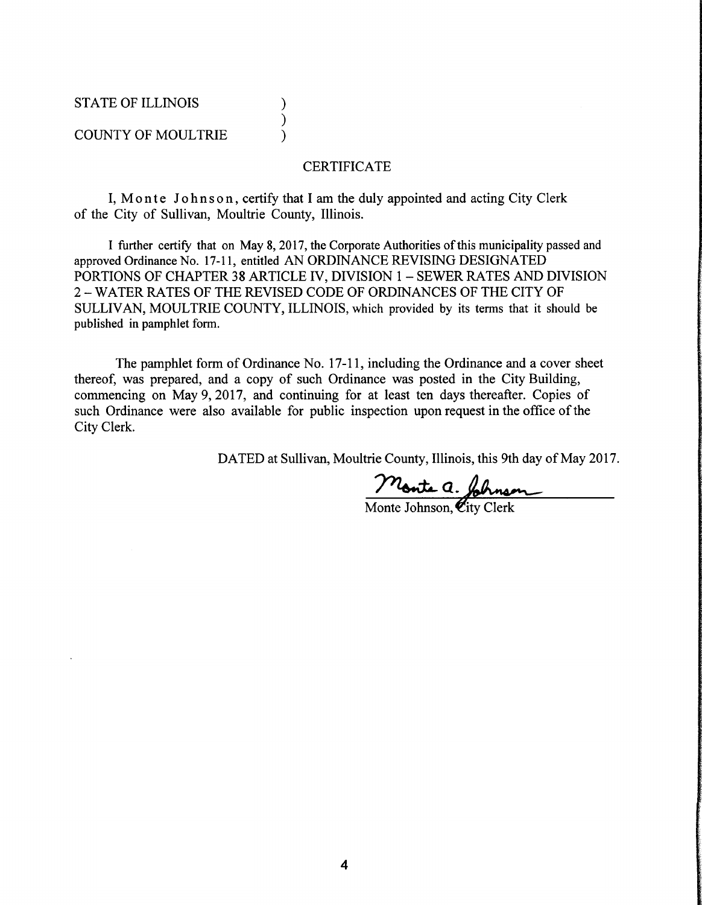STATE OF ILLINOIS )
)
COUNTY OF MOULTRIE )

## CERTIFICATE

I, Monte Johnson, certify that I am the duly appointed and acting City Clerk of the City of Sullivan, Moultrie County, Illinois.

I further certify that on May 8, 2017, the Corporate Authorities of this municipality passed and approved Ordinance No. 17-11, entitled AN ORDINANCE REVISING DESIGNATED PORTIONS OF CHAPTER 38 ARTICLE IV, DIVISION 1 – SEWER RATES AND DIVISION 2 – WATER RATES OF THE REVISED CODE OF ORDINANCES OF THE CITY OF SULLIVAN, MOULTRIE COUNTY, ILLINOIS, which provided by its terms that it should be published in pamphlet form.

The pamphlet form of Ordinance No. 17-11, including the Ordinance and a cover sheet thereof, was prepared, and a copy of such Ordinance was posted in the City Building, commencing on May 9, 2017, and continuing for at least ten days thereafter. Copies of such Ordinance were also available for public inspection upon request in the office of the City Clerk.

DATED at Sullivan, Moultrie County, Illinois, this 9th day of May 2017.

Monte A. Johnson

Monte Johnson, City Clerk